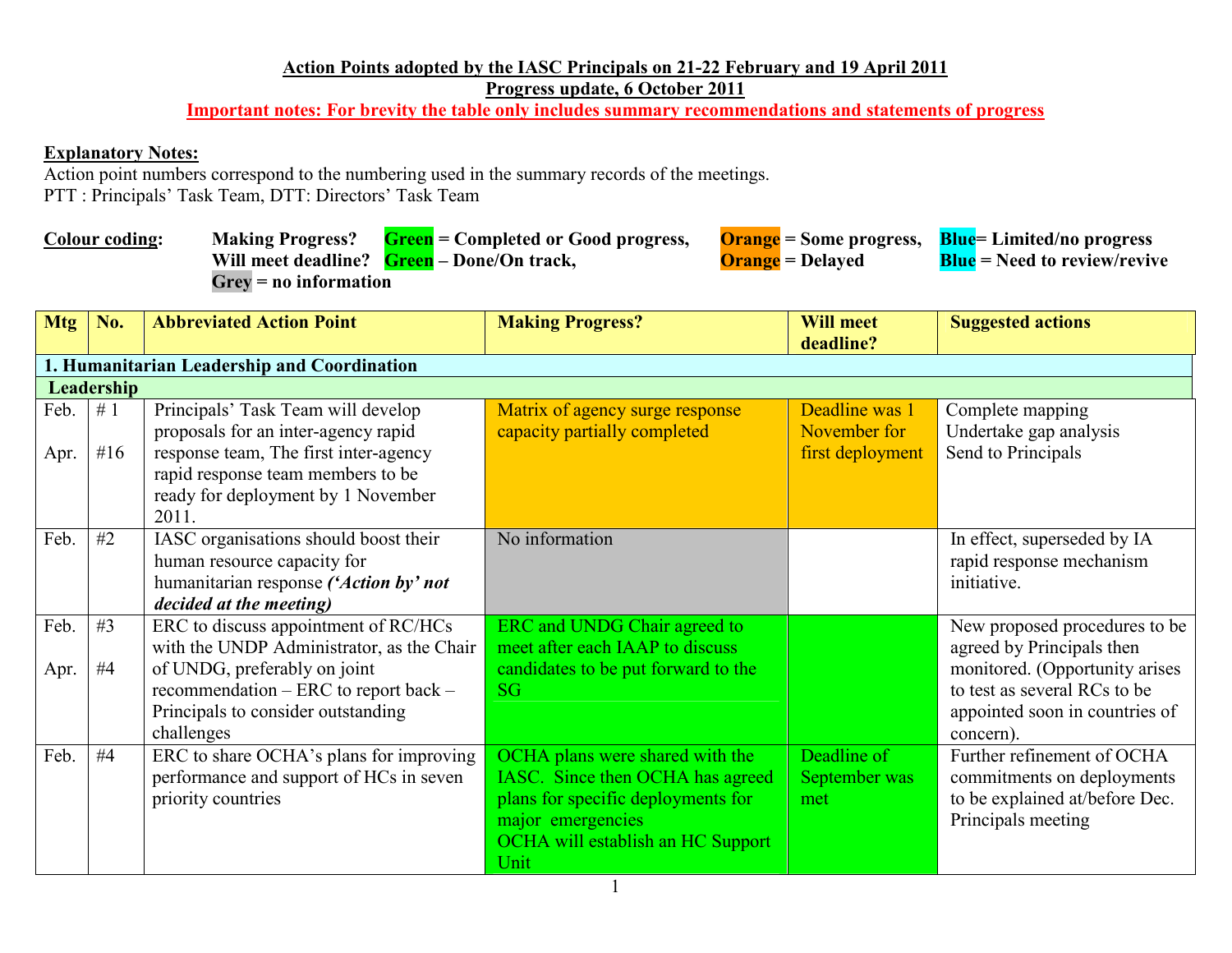**Action Points adopted by the IASC Principals on 21-22 February and 19 April 2011**

**Progress update, 6 October 2011**

**Important notes: For brevity the table only includes summary recommendations and statements of progress**

**Explanatory Notes:**

Action point numbers correspond to the numbering used in the summary records of the meetings.

PTT : Principals' Task Team, DTT: Directors' Task Team

**Colour coding:**

| | | | | |
|---|---|---|---|---|
| **Making Progress?** | **Green** = Completed or Good progress, | **Orange** = Some progress, | **Blue** = Limited/no progress | |
| **Will meet deadline?** | **Green** – Done/On track, | **Orange** = Delayed | **Blue** = Need to review/revive | |
| **Grey** = no information | | | | |

| Mtg | No. | Abbreviated Action Point | Making Progress? | Will meet deadline? | Suggested actions |
|---|---|---|---|---|---|
| **1. Humanitarian Leadership and Coordination** | | | | | |
| **Leadership** | | | | | |
| Feb.<br><br>Apr. | # 1<br><br>#16 | Principals' Task Team will develop proposals for an inter-agency rapid response team, The first inter-agency rapid response team members to be ready for deployment by 1 November 2011. | Matrix of agency surge response capacity partially completed | Deadline was 1 November for first deployment | Complete mapping<br>Undertake gap analysis<br>Send to Principals |
| Feb. | #2 | IASC organisations should boost their human resource capacity for humanitarian response ***('Action by' not decided at the meeting)*** | No information | | In effect, superseded by IA rapid response mechanism initiative. |
| Feb.<br><br>Apr. | #3<br><br>#4 | ERC to discuss appointment of RC/HCs with the UNDP Administrator, as the Chair of UNDG, preferably on joint recommendation – ERC to report back – Principals to consider outstanding challenges | ERC and UNDG Chair agreed to meet after each IAAP to discuss candidates to be put forward to the SG | | New proposed procedures to be agreed by Principals then monitored. (Opportunity arises to test as several RCs to be appointed soon in countries of concern). |
| Feb. | #4 | ERC to share OCHA's plans for improving performance and support of HCs in seven priority countries | OCHA plans were shared with the IASC. Since then OCHA has agreed plans for specific deployments for major emergencies<br>OCHA will establish an HC Support Unit | Deadline of September was met | Further refinement of OCHA commitments on deployments to be explained at/before Dec. Principals meeting |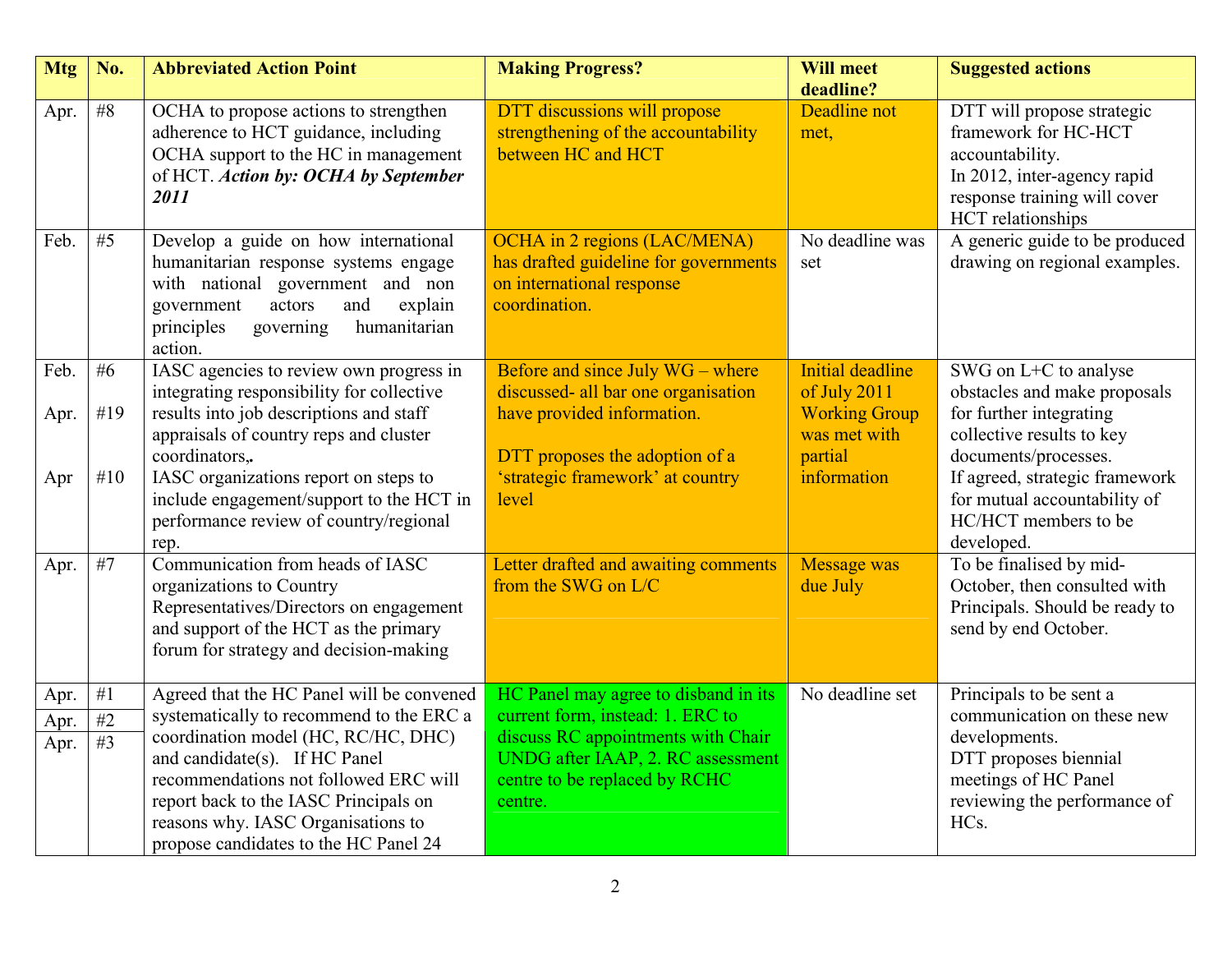| Mtg | No. | Abbreviated Action Point | Making Progress? | Will meet deadline? | Suggested actions |
|---|---|---|---|---|---|
| Apr. | #8 | OCHA to propose actions to strengthen adherence to HCT guidance, including OCHA support to the HC in management of HCT. ***Action by: OCHA by September 2011*** | DTT discussions will propose strengthening of the accountability between HC and HCT | Deadline not met, | DTT will propose strategic framework for HC-HCT accountability. In 2012, inter-agency rapid response training will cover HCT relationships |
| Feb. | #5 | Develop a guide on how international humanitarian response systems engage with national government and non government actors and explain principles governing humanitarian action. | OCHA in 2 regions (LAC/MENA) has drafted guideline for governments on international response coordination. | No deadline was set | A generic guide to be produced drawing on regional examples. |
| Feb.<br><br>Apr.<br><br>Apr | #6<br><br>#19<br><br>#10 | IASC agencies to review own progress in integrating responsibility for collective results into job descriptions and staff appraisals of country reps and cluster coordinators**,**<br>IASC organizations report on steps to include engagement/support to the HCT in performance review of country/regional rep. | Before and since July WG – where discussed- all bar one organisation have provided information.<br><br>DTT proposes the adoption of a 'strategic framework' at country level | Initial deadline of July 2011 Working Group was met with partial information | SWG on L+C to analyse obstacles and make proposals for further integrating collective results to key documents/processes.<br>If agreed, strategic framework for mutual accountability of HC/HCT members to be developed. |
| Apr. | #7 | Communication from heads of IASC organizations to Country Representatives/Directors on engagement and support of the HCT as the primary forum for strategy and decision-making | Letter drafted and awaiting comments from the SWG on L/C | Message was due July | To be finalised by mid-October, then consulted with Principals. Should be ready to send by end October. |
| Apr.<br>Apr.<br>Apr. | #1<br>#2<br>#3 | Agreed that the HC Panel will be convened systematically to recommend to the ERC a coordination model (HC, RC/HC, DHC) and candidate(s). If HC Panel recommendations not followed ERC will report back to the IASC Principals on reasons why. IASC Organisations to propose candidates to the HC Panel 24 | HC Panel may agree to disband in its current form, instead: 1. ERC to discuss RC appointments with Chair UNDG after IAAP, 2. RC assessment centre to be replaced by RCHC centre. | No deadline set | Principals to be sent a communication on these new developments.<br>DTT proposes biennial meetings of HC Panel reviewing the performance of HCs. |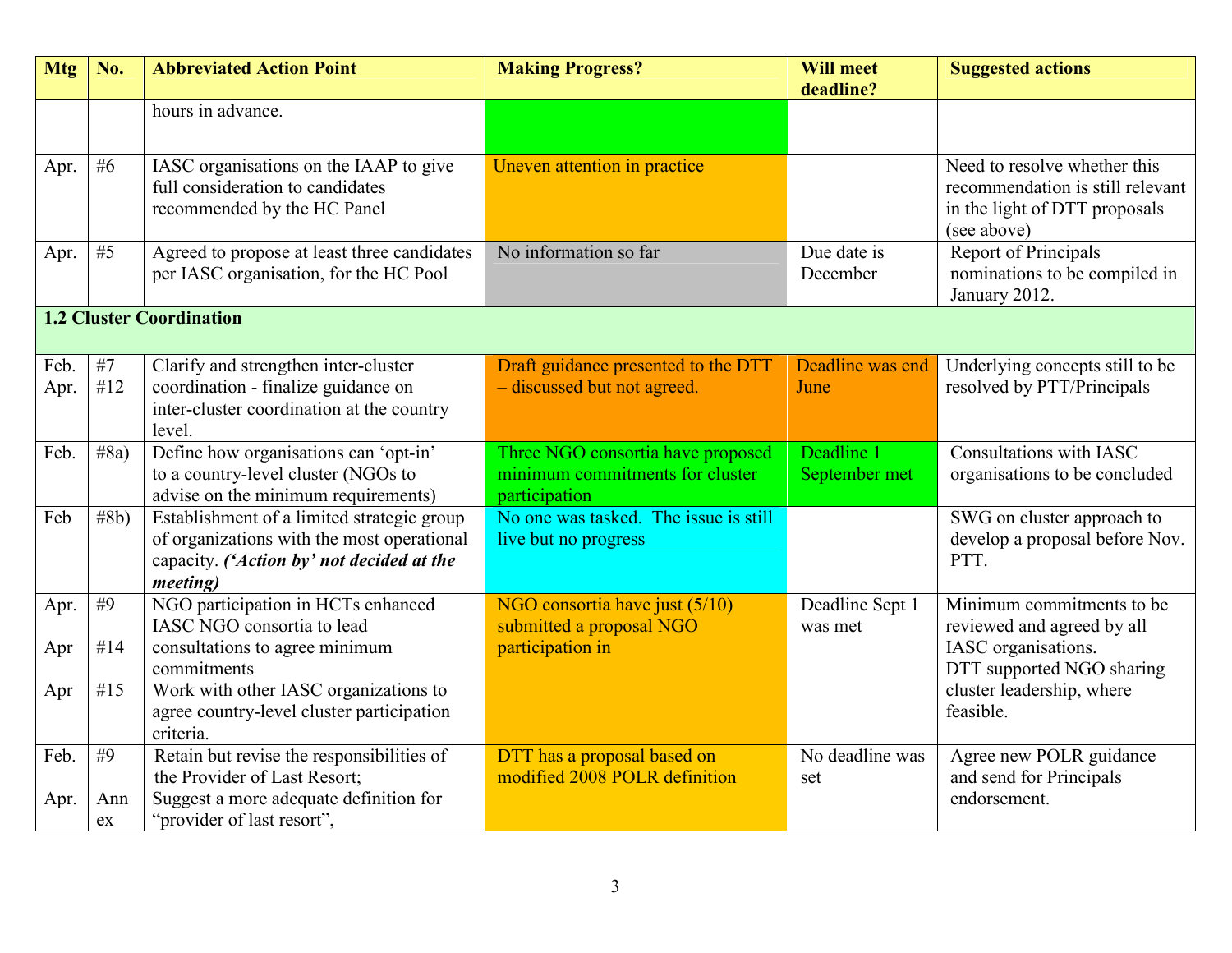| Mtg | No. | Abbreviated Action Point | Making Progress? | Will meet deadline? | Suggested actions |
|---|---|---|---|---|---|
| | | hours in advance. | | | |
| Apr. | #6 | IASC organisations on the IAAP to give full consideration to candidates recommended by the HC Panel | Uneven attention in practice | | Need to resolve whether this recommendation is still relevant in the light of DTT proposals (see above) |
| Apr. | #5 | Agreed to propose at least three candidates per IASC organisation, for the HC Pool | No information so far | Due date is December | Report of Principals nominations to be compiled in January 2012. |
| **1.2 Cluster Coordination** | | | | | |
| Feb.<br>Apr. | #7<br>#12 | Clarify and strengthen inter-cluster coordination - finalize guidance on inter-cluster coordination at the country level. | Draft guidance presented to the DTT – discussed but not agreed. | Deadline was end June | Underlying concepts still to be resolved by PTT/Principals |
| Feb. | #8a) | Define how organisations can 'opt-in' to a country-level cluster (NGOs to advise on the minimum requirements) | Three NGO consortia have proposed minimum commitments for cluster participation | Deadline 1 September met | Consultations with IASC organisations to be concluded |
| Feb | #8b) | Establishment of a limited strategic group of organizations with the most operational capacity. ***('Action by' not decided at the meeting)*** | No one was tasked. The issue is still live but no progress | | SWG on cluster approach to develop a proposal before Nov. PTT. |
| Apr.<br>Apr<br>Apr | #9<br>#14<br>#15 | NGO participation in HCTs enhanced<br>IASC NGO consortia to lead consultations to agree minimum commitments<br>Work with other IASC organizations to agree country-level cluster participation criteria. | NGO consortia have just (5/10) submitted a proposal NGO participation in | Deadline Sept 1 was met | Minimum commitments to be reviewed and agreed by all IASC organisations.<br>DTT supported NGO sharing cluster leadership, where feasible. |
| Feb.<br>Apr. | #9<br>Annex | Retain but revise the responsibilities of the Provider of Last Resort;<br>Suggest a more adequate definition for "provider of last resort", | DTT has a proposal based on modified 2008 POLR definition | No deadline was set | Agree new POLR guidance and send for Principals endorsement. |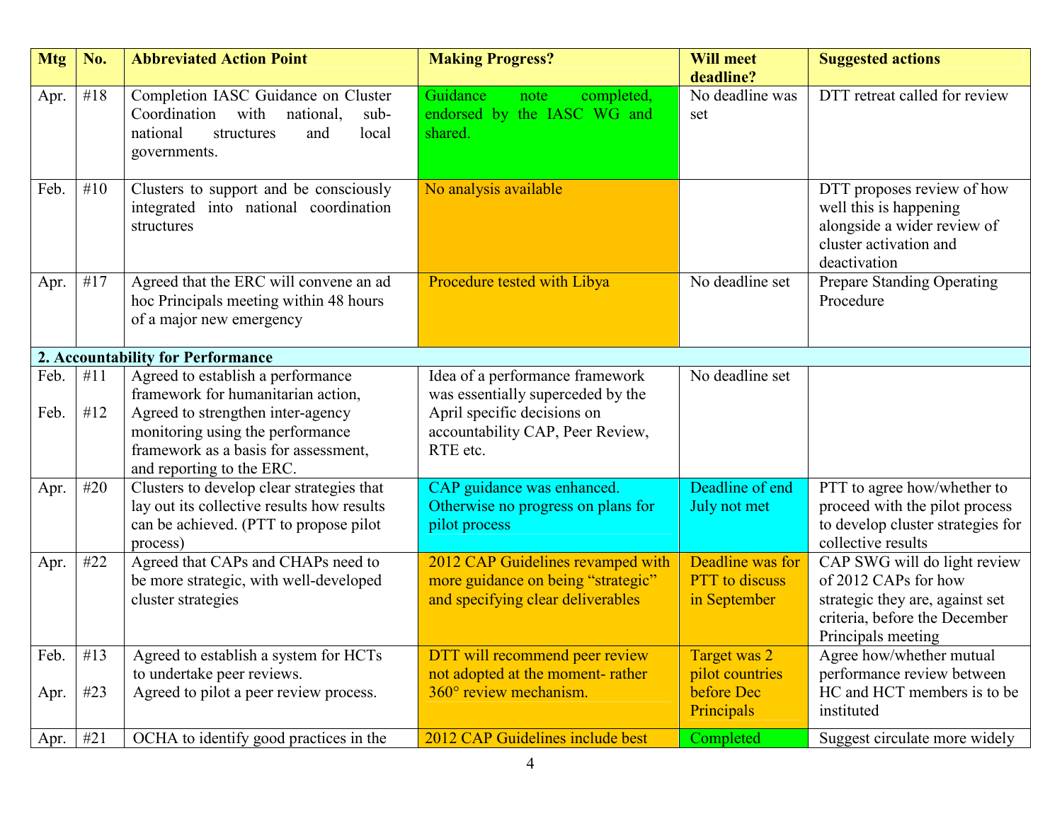| Mtg | No. | Abbreviated Action Point | Making Progress? | Will meet deadline? | Suggested actions |
|---|---|---|---|---|---|
| Apr. | #18 | Completion IASC Guidance on Cluster Coordination with national, sub-national structures and local governments. | Guidance note completed, endorsed by the IASC WG and shared. | No deadline was set | DTT retreat called for review |
| Feb. | #10 | Clusters to support and be consciously integrated into national coordination structures | No analysis available | | DTT proposes review of how well this is happening alongside a wider review of cluster activation and deactivation |
| Apr. | #17 | Agreed that the ERC will convene an ad hoc Principals meeting within 48 hours of a major new emergency | Procedure tested with Libya | No deadline set | Prepare Standing Operating Procedure |
| **2. Accountability for Performance** | | | | | |
| Feb.<br><br>Feb. | #11<br><br>#12 | Agreed to establish a performance framework for humanitarian action,<br>Agreed to strengthen inter-agency monitoring using the performance framework as a basis for assessment, and reporting to the ERC. | Idea of a performance framework was essentially superceded by the April specific decisions on accountability CAP, Peer Review, RTE etc. | No deadline set | |
| Apr. | #20 | Clusters to develop clear strategies that lay out its collective results how results can be achieved. (PTT to propose pilot process) | CAP guidance was enhanced. Otherwise no progress on plans for pilot process | Deadline of end July not met | PTT to agree how/whether to proceed with the pilot process to develop cluster strategies for collective results |
| Apr. | #22 | Agreed that CAPs and CHAPs need to be more strategic, with well-developed cluster strategies | 2012 CAP Guidelines revamped with more guidance on being "strategic" and specifying clear deliverables | Deadline was for PTT to discuss in September | CAP SWG will do light review of 2012 CAPs for how strategic they are, against set criteria, before the December Principals meeting |
| Feb.<br><br>Apr. | #13<br><br>#23 | Agreed to establish a system for HCTs to undertake peer reviews.<br>Agreed to pilot a peer review process. | DTT will recommend peer review not adopted at the moment- rather 360° review mechanism. | Target was 2 pilot countries before Dec Principals | Agree how/whether mutual performance review between HC and HCT members is to be instituted |
| Apr. | #21 | OCHA to identify good practices in the | 2012 CAP Guidelines include best | Completed | Suggest circulate more widely |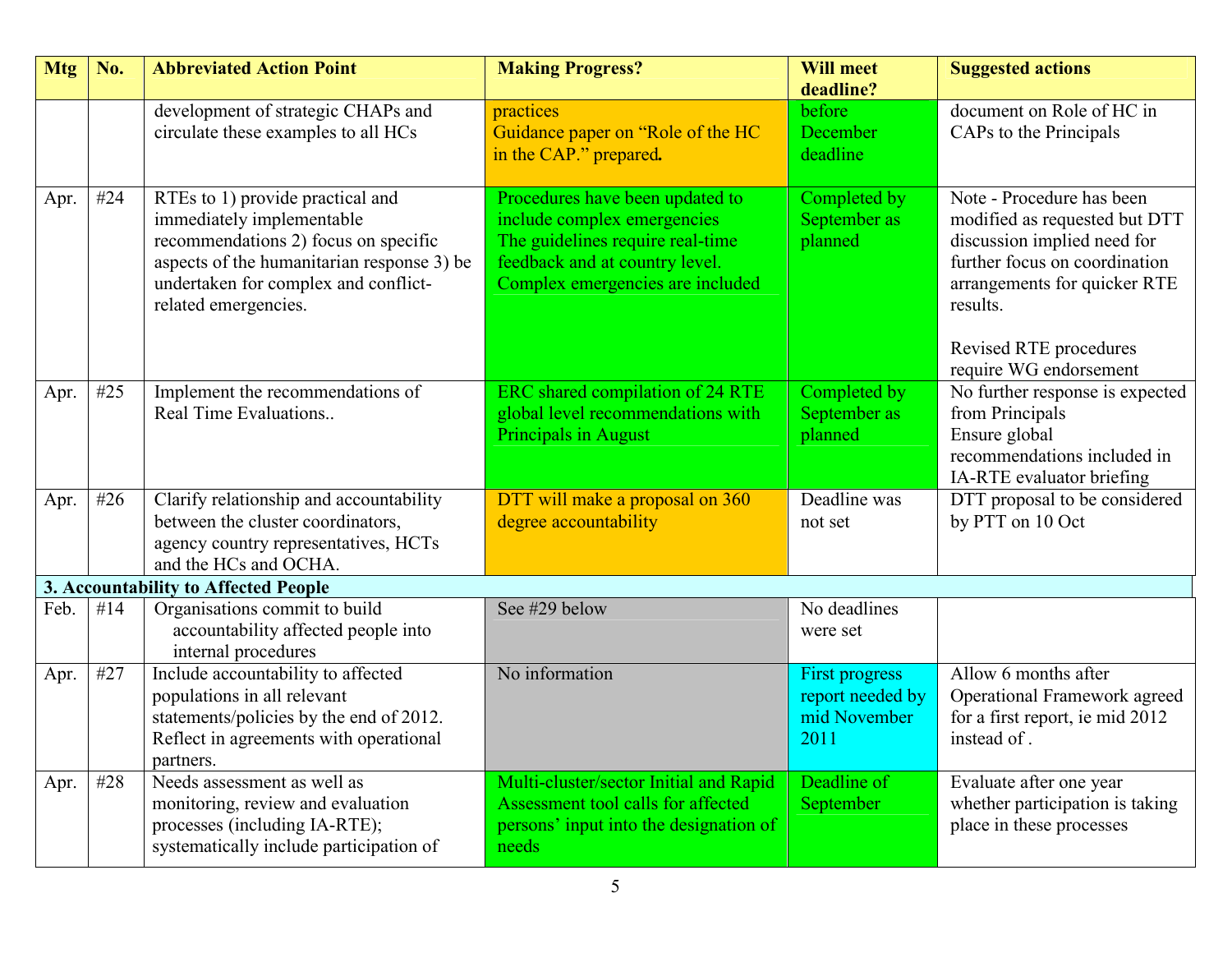| Mtg | No. | Abbreviated Action Point | Making Progress? | Will meet deadline? | Suggested actions |
|---|---|---|---|---|---|
| | | development of strategic CHAPs and circulate these examples to all HCs | practices<br>Guidance paper on "Role of the HC in the CAP." prepared. | before December deadline | document on Role of HC in CAPs to the Principals |
| Apr. | #24 | RTEs to 1) provide practical and immediately implementable recommendations 2) focus on specific aspects of the humanitarian response 3) be undertaken for complex and conflict-related emergencies. | Procedures have been updated to include complex emergencies<br>The guidelines require real-time feedback and at country level.<br>Complex emergencies are included | Completed by September as planned | Note - Procedure has been modified as requested but DTT discussion implied need for further focus on coordination arrangements for quicker RTE results.<br><br>Revised RTE procedures require WG endorsement |
| Apr. | #25 | Implement the recommendations of Real Time Evaluations.. | ERC shared compilation of 24 RTE global level recommendations with Principals in August | Completed by September as planned | No further response is expected from Principals<br>Ensure global recommendations included in IA-RTE evaluator briefing |
| Apr. | #26 | Clarify relationship and accountability between the cluster coordinators, agency country representatives, HCTs and the HCs and OCHA. | DTT will make a proposal on 360 degree accountability | Deadline was not set | DTT proposal to be considered by PTT on 10 Oct |
| **3. Accountability to Affected People** | | | | | |
| Feb. | #14 | Organisations commit to build accountability affected people into internal procedures | See #29 below | No deadlines were set | |
| Apr. | #27 | Include accountability to affected populations in all relevant statements/policies by the end of 2012. Reflect in agreements with operational partners. | No information | First progress report needed by mid November 2011 | Allow 6 months after Operational Framework agreed for a first report, ie mid 2012 instead of . |
| Apr. | #28 | Needs assessment as well as monitoring, review and evaluation processes (including IA-RTE); systematically include participation of | Multi-cluster/sector Initial and Rapid Assessment tool calls for affected persons' input into the designation of needs | Deadline of September | Evaluate after one year whether participation is taking place in these processes |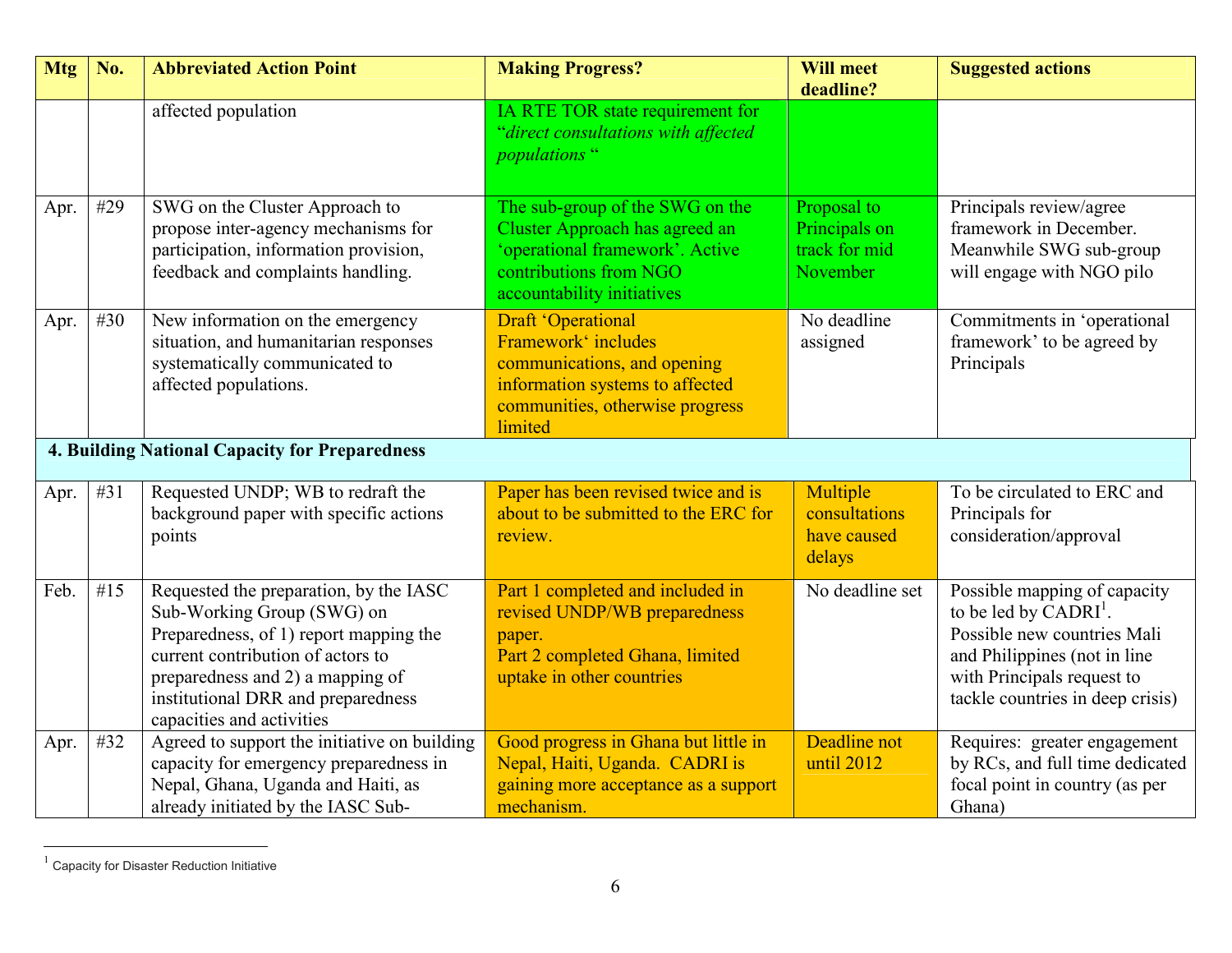| Mtg | No. | Abbreviated Action Point | Making Progress? | Will meet deadline? | Suggested actions |
|---|---|---|---|---|---|
| | | affected population | IA RTE TOR state requirement for "*direct consultations with affected populations* " | | |
| Apr. | #29 | SWG on the Cluster Approach to propose inter-agency mechanisms for participation, information provision, feedback and complaints handling. | The sub-group of the SWG on the Cluster Approach has agreed an 'operational framework'. Active contributions from NGO accountability initiatives | Proposal to Principals on track for mid November | Principals review/agree framework in December. Meanwhile SWG sub-group will engage with NGO pilo |
| Apr. | #30 | New information on the emergency situation, and humanitarian responses systematically communicated to affected populations. | Draft 'Operational Framework' includes communications, and opening information systems to affected communities, otherwise progress limited | No deadline assigned | Commitments in 'operational framework' to be agreed by Principals |
| **4. Building National Capacity for Preparedness** | | | | | |
| Apr. | #31 | Requested UNDP; WB to redraft the background paper with specific actions points | Paper has been revised twice and is about to be submitted to the ERC for review. | Multiple consultations have caused delays | To be circulated to ERC and Principals for consideration/approval |
| Feb. | #15 | Requested the preparation, by the IASC Sub-Working Group (SWG) on Preparedness, of 1) report mapping the current contribution of actors to preparedness and 2) a mapping of institutional DRR and preparedness capacities and activities | Part 1 completed and included in revised UNDP/WB preparedness paper.<br>Part 2 completed Ghana, limited uptake in other countries | No deadline set | Possible mapping of capacity to be led by CADRI[1]. Possible new countries Mali and Philippines (not in line with Principals request to tackle countries in deep crisis) |
| Apr. | #32 | Agreed to support the initiative on building capacity for emergency preparedness in Nepal, Ghana, Uganda and Haiti, as already initiated by the IASC Sub- | Good progress in Ghana but little in Nepal, Haiti, Uganda. CADRI is gaining more acceptance as a support mechanism. | Deadline not until 2012 | Requires: greater engagement by RCs, and full time dedicated focal point in country (as per Ghana) |

[1] Capacity for Disaster Reduction Initiative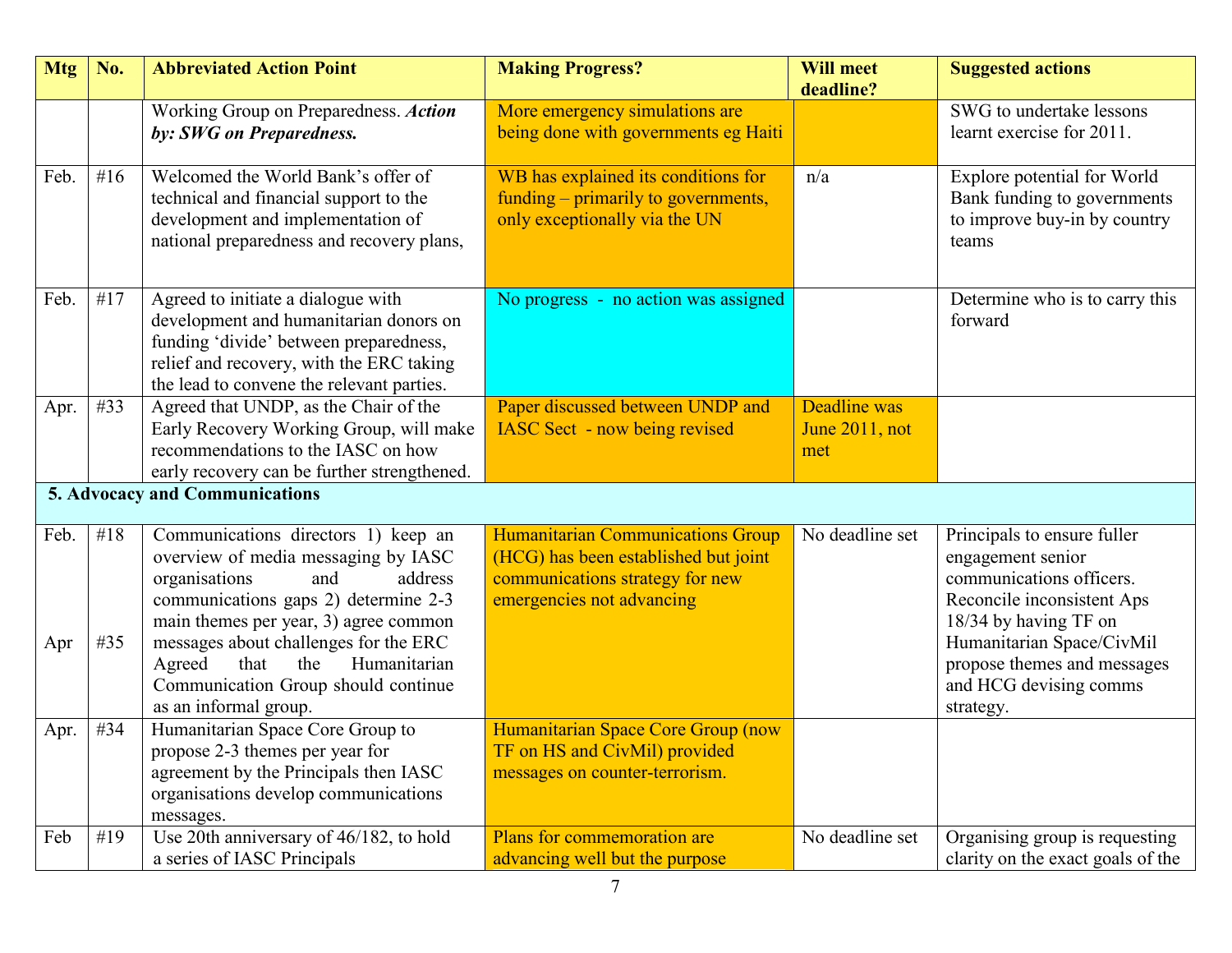| Mtg | No. | Abbreviated Action Point | Making Progress? | Will meet deadline? | Suggested actions |
|---|---|---|---|---|---|
| | | Working Group on Preparedness. ***Action by: SWG on Preparedness.*** | More emergency simulations are being done with governments eg Haiti | | SWG to undertake lessons learnt exercise for 2011. |
| Feb. | #16 | Welcomed the World Bank's offer of technical and financial support to the development and implementation of national preparedness and recovery plans, | WB has explained its conditions for funding – primarily to governments, only exceptionally via the UN | n/a | Explore potential for World Bank funding to governments to improve buy-in by country teams |
| Feb. | #17 | Agreed to initiate a dialogue with development and humanitarian donors on funding 'divide' between preparedness, relief and recovery, with the ERC taking the lead to convene the relevant parties. | No progress - no action was assigned | | Determine who is to carry this forward |
| Apr. | #33 | Agreed that UNDP, as the Chair of the Early Recovery Working Group, will make recommendations to the IASC on how early recovery can be further strengthened. | Paper discussed between UNDP and IASC Sect - now being revised | Deadline was June 2011, not met | |
| **5. Advocacy and Communications** | | | | | |
| Feb.<br><br>Apr | #18<br><br>#35 | Communications directors 1) keep an overview of media messaging by IASC organisations and address communications gaps 2) determine 2-3 main themes per year, 3) agree common messages about challenges for the ERC<br>Agreed that the Humanitarian Communication Group should continue as an informal group. | Humanitarian Communications Group (HCG) has been established but joint communications strategy for new emergencies not advancing | No deadline set | Principals to ensure fuller engagement senior communications officers. Reconcile inconsistent Aps 18/34 by having TF on Humanitarian Space/CivMil propose themes and messages and HCG devising comms strategy. |
| Apr. | #34 | Humanitarian Space Core Group to propose 2-3 themes per year for agreement by the Principals then IASC organisations develop communications messages. | Humanitarian Space Core Group (now TF on HS and CivMil) provided messages on counter-terrorism. | | |
| Feb | #19 | Use 20th anniversary of 46/182, to hold a series of IASC Principals | Plans for commemoration are advancing well but the purpose | No deadline set | Organising group is requesting clarity on the exact goals of the |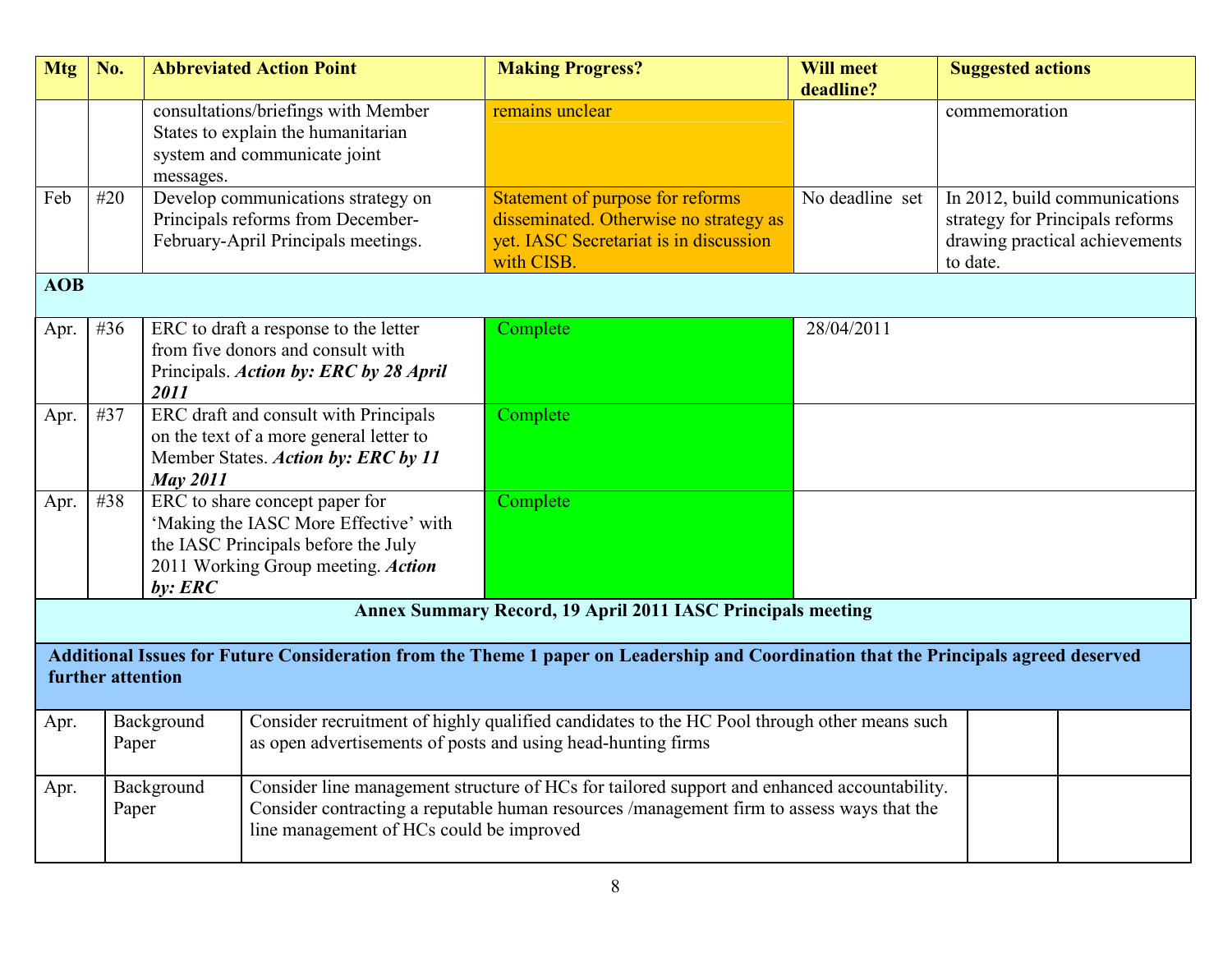| Mtg | No. | Abbreviated Action Point | Making Progress? | Will meet deadline? | Suggested actions |
|---|---|---|---|---|---|
| | | consultations/briefings with Member States to explain the humanitarian system and communicate joint messages. | remains unclear | | commemoration |
| Feb | #20 | Develop communications strategy on Principals reforms from December-February-April Principals meetings. | Statement of purpose for reforms disseminated. Otherwise no strategy as yet. IASC Secretariat is in discussion with CISB. | No deadline set | In 2012, build communications strategy for Principals reforms drawing practical achievements to date. |
| **AOB** | | | | | |
| Apr. | #36 | ERC to draft a response to the letter from five donors and consult with Principals. ***Action by: ERC by 28 April 2011*** | Complete | 28/04/2011 | |
| Apr. | #37 | ERC draft and consult with Principals on the text of a more general letter to Member States. ***Action by: ERC by 11 May 2011*** | Complete | | |
| Apr. | #38 | ERC to share concept paper for 'Making the IASC More Effective' with the IASC Principals before the July 2011 Working Group meeting. ***Action by: ERC*** | Complete | | |

**Annex Summary Record, 19 April 2011 IASC Principals meeting**

**Additional Issues for Future Consideration from the Theme 1 paper on Leadership and Coordination that the Principals agreed deserved further attention**

| | | | | |
|---|---|---|---|---|
| Apr. | Background Paper | Consider recruitment of highly qualified candidates to the HC Pool through other means such as open advertisements of posts and using head-hunting firms | | |
| Apr. | Background Paper | Consider line management structure of HCs for tailored support and enhanced accountability. Consider contracting a reputable human resources /management firm to assess ways that the line management of HCs could be improved | | |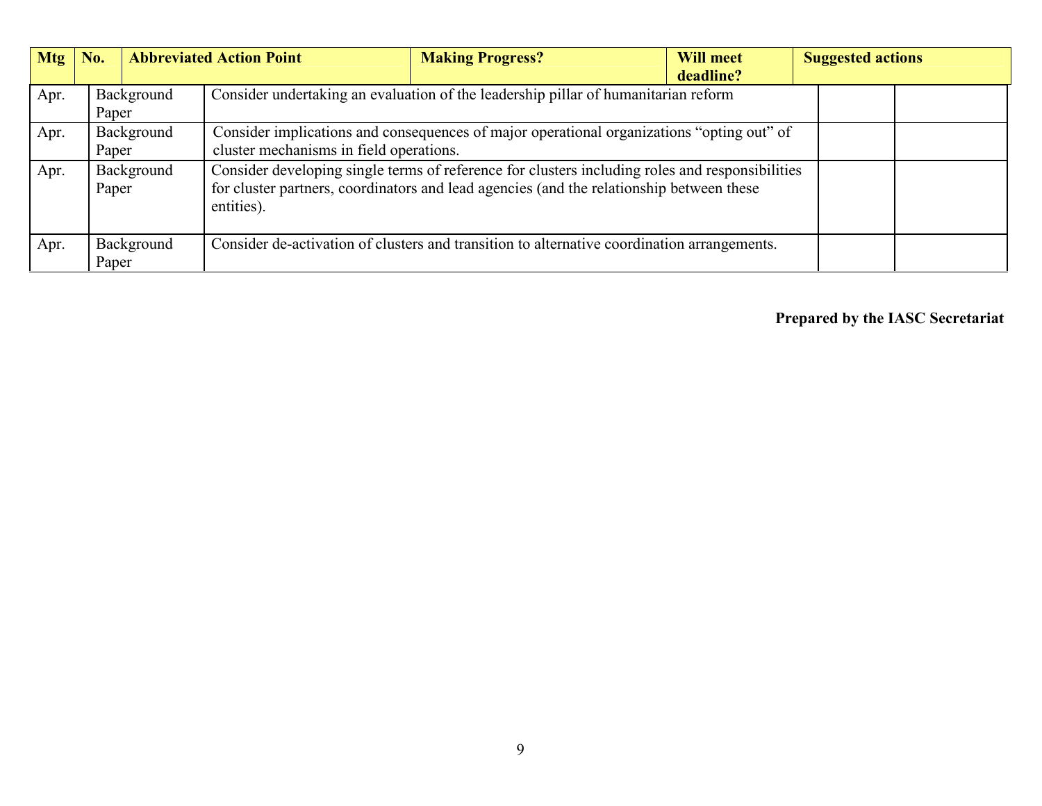| Mtg | No. | Abbreviated Action Point | Making Progress? | Will meet deadline? | Suggested actions |
|---|---|---|---|---|---|
| Apr. | Background Paper | Consider undertaking an evaluation of the leadership pillar of humanitarian reform | | | |
| Apr. | Background Paper | Consider implications and consequences of major operational organizations “opting out” of cluster mechanisms in field operations. | | | |
| Apr. | Background Paper | Consider developing single terms of reference for clusters including roles and responsibilities for cluster partners, coordinators and lead agencies (and the relationship between these entities). | | | |
| Apr. | Background Paper | Consider de-activation of clusters and transition to alternative coordination arrangements. | | | |

**Prepared by the IASC Secretariat**